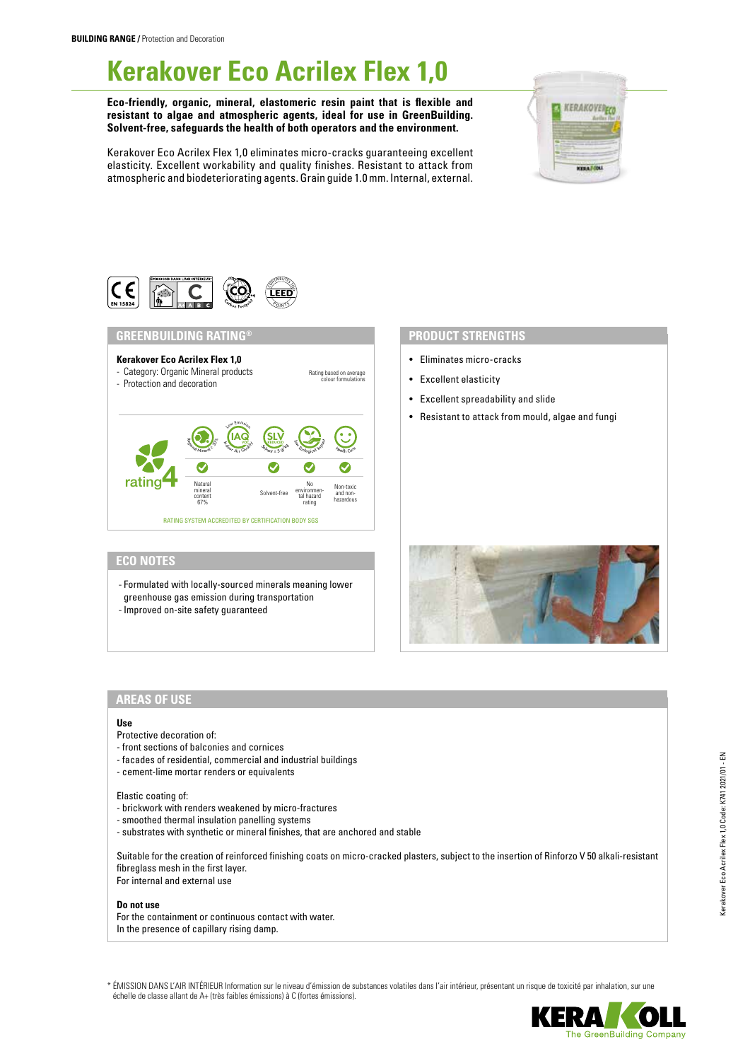**BUILDING RANGE /** Protection and Decoration

# Kerakover Eco Acrilex Flex 1,0

**Eco-friendly, organic, mineral, elastomeric resin paint that is flexible and resistant to algae and atmospheric agents, ideal for use in GreenBuilding. Solvent-free, safeguards the health of both operators and the environment.**

Kerakover Eco Acrilex Flex 1,0 eliminates micro-cracks guaranteeing excellent elasticity. Excellent workability and quality finishes. Resistant to attack from atmospheric and biodeteriorating agents. Grain guide 1.0 mm. Internal, external.

## GREENBUILDING RATING®

**Kerakover Eco Acrilex Flex 1,0**
- Category: Organic Mineral products
- Protection and decoration

Rating based on average colour formulations

rating 4

| Natural mineral content 67% | | Solvent-free | No environmental hazard rating | Non-toxic and non-hazardous |
|---|---|---|---|---|
| ✓ | | ✓ | ✓ | ✓ |

RATING SYSTEM ACCREDITED BY CERTIFICATION BODY SGS

## PRODUCT STRENGTHS

- Eliminates micro-cracks
- Excellent elasticity
- Excellent spreadability and slide
- Resistant to attack from mould, algae and fungi

## ECO NOTES

- Formulated with locally-sourced minerals meaning lower greenhouse gas emission during transportation
- Improved on-site safety guaranteed

## AREAS OF USE

**Use**

Protective decoration of:
- front sections of balconies and cornices
- facades of residential, commercial and industrial buildings
- cement-lime mortar renders or equivalents

Elastic coating of:
- brickwork with renders weakened by micro-fractures
- smoothed thermal insulation panelling systems
- substrates with synthetic or mineral finishes, that are anchored and stable

Suitable for the creation of reinforced finishing coats on micro-cracked plasters, subject to the insertion of Rinforzo V 50 alkali-resistant fibreglass mesh in the first layer.
For internal and external use

**Do not use**

For the containment or continuous contact with water.
In the presence of capillary rising damp.

\* ÉMISSION DANS L'AIR INTÉRIEUR Information sur le niveau d'émission de substances volatiles dans l'air intérieur, présentant un risque de toxicité par inhalation, sur une échelle de classe allant de A+ (très faibles émissions) à C (fortes émissions).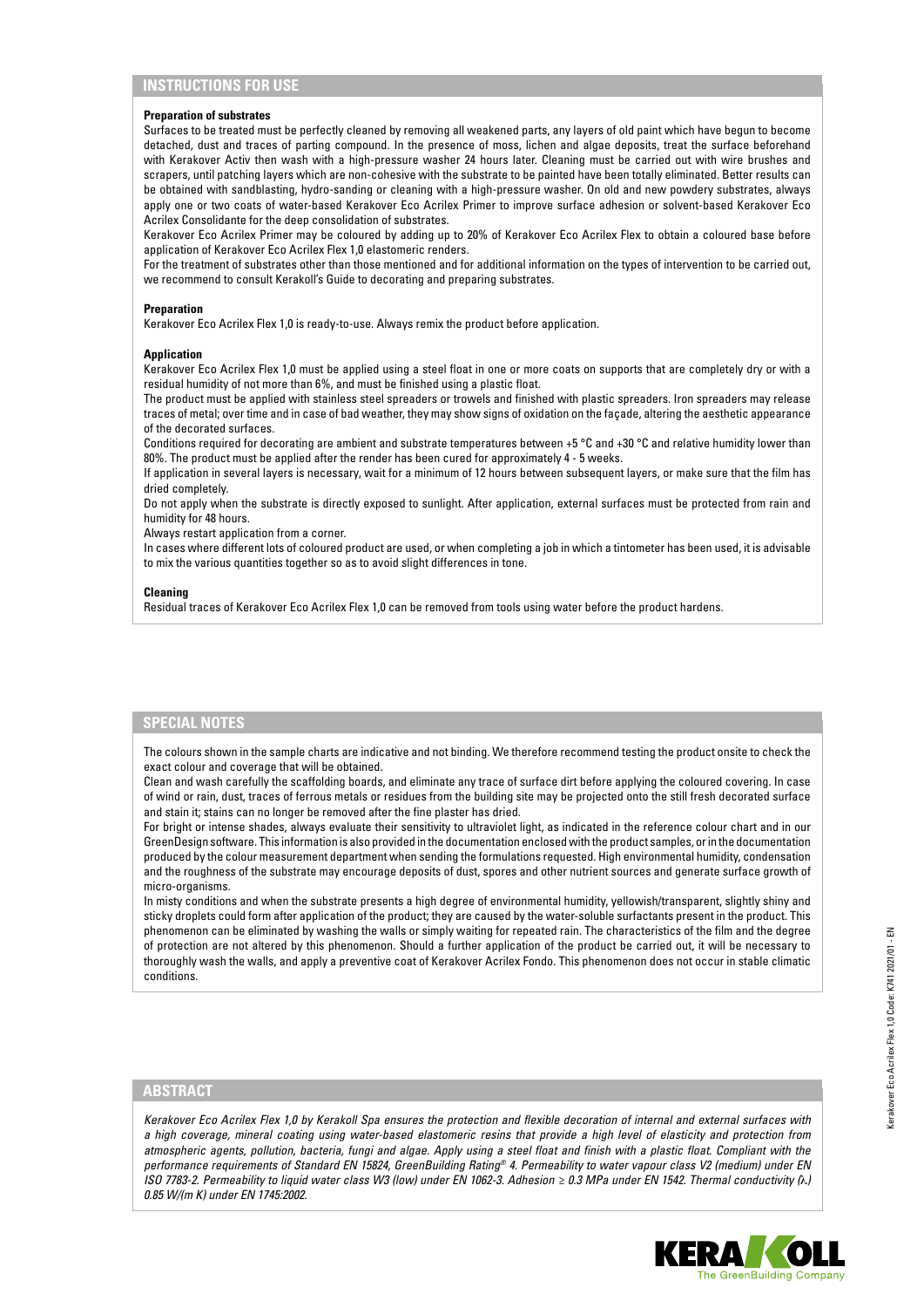## INSTRUCTIONS FOR USE

**Preparation of substrates**

Surfaces to be treated must be perfectly cleaned by removing all weakened parts, any layers of old paint which have begun to become detached, dust and traces of parting compound. In the presence of moss, lichen and algae deposits, treat the surface beforehand with Kerakover Activ then wash with a high-pressure washer 24 hours later. Cleaning must be carried out with wire brushes and scrapers, until patching layers which are non-cohesive with the substrate to be painted have been totally eliminated. Better results can be obtained with sandblasting, hydro-sanding or cleaning with a high-pressure washer. On old and new powdery substrates, always apply one or two coats of water-based Kerakover Eco Acrilex Primer to improve surface adhesion or solvent-based Kerakover Eco Acrilex Consolidante for the deep consolidation of substrates.

Kerakover Eco Acrilex Primer may be coloured by adding up to 20% of Kerakover Eco Acrilex Flex to obtain a coloured base before application of Kerakover Eco Acrilex Flex 1,0 elastomeric renders.

For the treatment of substrates other than those mentioned and for additional information on the types of intervention to be carried out, we recommend to consult Kerakoll's Guide to decorating and preparing substrates.

**Preparation**

Kerakover Eco Acrilex Flex 1,0 is ready-to-use. Always remix the product before application.

**Application**

Kerakover Eco Acrilex Flex 1,0 must be applied using a steel float in one or more coats on supports that are completely dry or with a residual humidity of not more than 6%, and must be finished using a plastic float.

The product must be applied with stainless steel spreaders or trowels and finished with plastic spreaders. Iron spreaders may release traces of metal; over time and in case of bad weather, they may show signs of oxidation on the façade, altering the aesthetic appearance of the decorated surfaces.

Conditions required for decorating are ambient and substrate temperatures between +5 °C and +30 °C and relative humidity lower than 80%. The product must be applied after the render has been cured for approximately 4 - 5 weeks.

If application in several layers is necessary, wait for a minimum of 12 hours between subsequent layers, or make sure that the film has dried completely.

Do not apply when the substrate is directly exposed to sunlight. After application, external surfaces must be protected from rain and humidity for 48 hours.

Always restart application from a corner.

In cases where different lots of coloured product are used, or when completing a job in which a tintometer has been used, it is advisable to mix the various quantities together so as to avoid slight differences in tone.

**Cleaning**

Residual traces of Kerakover Eco Acrilex Flex 1,0 can be removed from tools using water before the product hardens.

## SPECIAL NOTES

The colours shown in the sample charts are indicative and not binding. We therefore recommend testing the product onsite to check the exact colour and coverage that will be obtained.

Clean and wash carefully the scaffolding boards, and eliminate any trace of surface dirt before applying the coloured covering. In case of wind or rain, dust, traces of ferrous metals or residues from the building site may be projected onto the still fresh decorated surface and stain it; stains can no longer be removed after the fine plaster has dried.

For bright or intense shades, always evaluate their sensitivity to ultraviolet light, as indicated in the reference colour chart and in our GreenDesign software. This information is also provided in the documentation enclosed with the product samples, or in the documentation produced by the colour measurement department when sending the formulations requested. High environmental humidity, condensation and the roughness of the substrate may encourage deposits of dust, spores and other nutrient sources and generate surface growth of micro-organisms.

In misty conditions and when the substrate presents a high degree of environmental humidity, yellowish/transparent, slightly shiny and sticky droplets could form after application of the product; they are caused by the water-soluble surfactants present in the product. This phenomenon can be eliminated by washing the walls or simply waiting for repeated rain. The characteristics of the film and the degree of protection are not altered by this phenomenon. Should a further application of the product be carried out, it will be necessary to thoroughly wash the walls, and apply a preventive coat of Kerakover Acrilex Fondo. This phenomenon does not occur in stable climatic conditions.

## ABSTRACT

*Kerakover Eco Acrilex Flex 1,0 by Kerakoll Spa ensures the protection and flexible decoration of internal and external surfaces with a high coverage, mineral coating using water-based elastomeric resins that provide a high level of elasticity and protection from atmospheric agents, pollution, bacteria, fungi and algae. Apply using a steel float and finish with a plastic float. Compliant with the performance requirements of Standard EN 15824, GreenBuilding Rating® 4. Permeability to water vapour class V2 (medium) under EN ISO 7783-2. Permeability to liquid water class W3 (low) under EN 1062-3. Adhesion ≥ 0.3 MPa under EN 1542. Thermal conductivity (λ) 0.85 W/(m K) under EN 1745:2002.*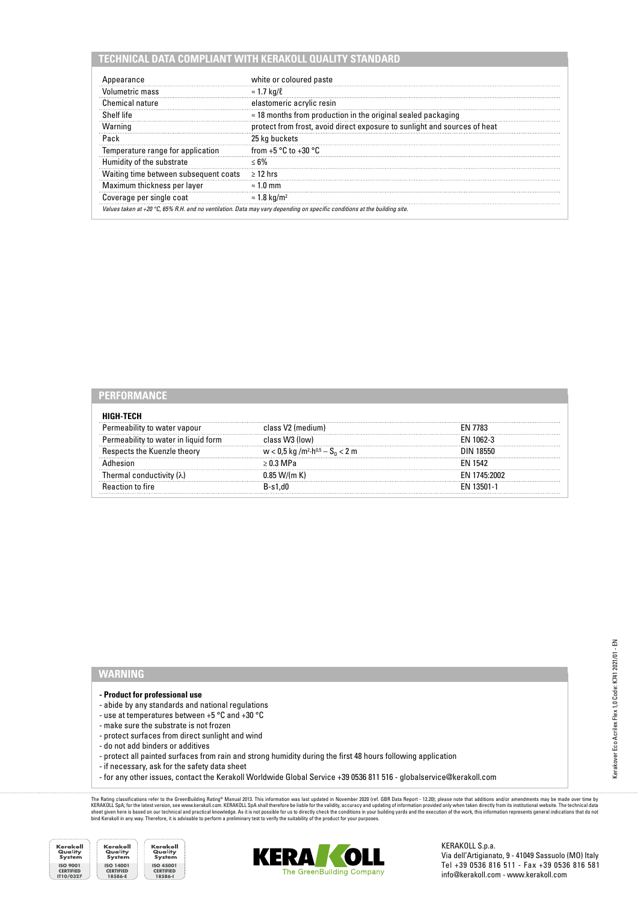## TECHNICAL DATA COMPLIANT WITH KERAKOLL QUALITY STANDARD

| | |
|---|---|
| Appearance | white or coloured paste |
| Volumetric mass | ≈ 1.7 kg/ℓ |
| Chemical nature | elastomeric acrylic resin |
| Shelf life | ≈ 18 months from production in the original sealed packaging |
| Warning | protect from frost, avoid direct exposure to sunlight and sources of heat |
| Pack | 25 kg buckets |
| Temperature range for application | from +5 °C to +30 °C |
| Humidity of the substrate | ≤ 6% |
| Waiting time between subsequent coats | ≥ 12 hrs |
| Maximum thickness per layer | ≈ 1.0 mm |
| Coverage per single coat | ≈ 1.8 kg/m² |

*Values taken at +20 °C, 65% R.H. and no ventilation. Data may vary depending on specific conditions at the building site.*

## PERFORMANCE

| HIGH-TECH | | |
|---|---|---|
| Permeability to water vapour | class V2 (medium) | EN 7783 |
| Permeability to water in liquid form | class W3 (low) | EN 1062-3 |
| Respects the Kuenzle theory | $w < 0,5$ kg /m²·h$^{0,5}$ – $S_D < 2$ m | DIN 18550 |
| Adhesion | ≥ 0.3 MPa | EN 1542 |
| Thermal conductivity (λ) | 0.85 W/(m K) | EN 1745:2002 |
| Reaction to fire | B-s1,d0 | EN 13501-1 |

## WARNING

- **Product for professional use**
- abide by any standards and national regulations
- use at temperatures between +5 °C and +30 °C
- make sure the substrate is not frozen
- protect surfaces from direct sunlight and wind
- do not add binders or additives
- protect all painted surfaces from rain and strong humidity during the first 48 hours following application
- if necessary, ask for the safety data sheet
- for any other issues, contact the Kerakoll Worldwide Global Service +39 0536 811 516 - globalservice@kerakoll.com

The Rating classifications refer to the GreenBuilding Rating® Manual 2013. This information was last updated in November 2020 (ref. GBR Data Report - 12.20); please note that additions and/or amendments may be made over time by KERAKOLL SpA; for the latest version, see www.kerakoll.com. KERAKOLL SpA shall therefore be liable for the validity, accuracy and updating of information provided only when taken directly from its institutional website. The technical data sheet given here is based on our technical and practical knowledge. As it is not possible for us to directly check the conditions in your building yards and the execution of the work, this information represents general indications that do not bind Kerakoll in any way. Therefore, it is advisable to perform a preliminary test to verify the suitability of the product for your purposes.

Kerakoll Quality System ISO 9001 CERTIFIED IT10/0327

Kerakoll Quality System ISO 14001 CERTIFIED 18586-E

Kerakoll Quality System ISO 45001 CERTIFIED 18586-I

KERAKOLL The GreenBuilding Company

KERAKOLL S.p.a.
Via dell'Artigianato, 9 - 41049 Sassuolo (MO) Italy
Tel +39 0536 816 511 - Fax +39 0536 816 581
info@kerakoll.com - www.kerakoll.com

Kerakover Eco Acrilex Flex 1,0 Code: K741 2021/01 - EN